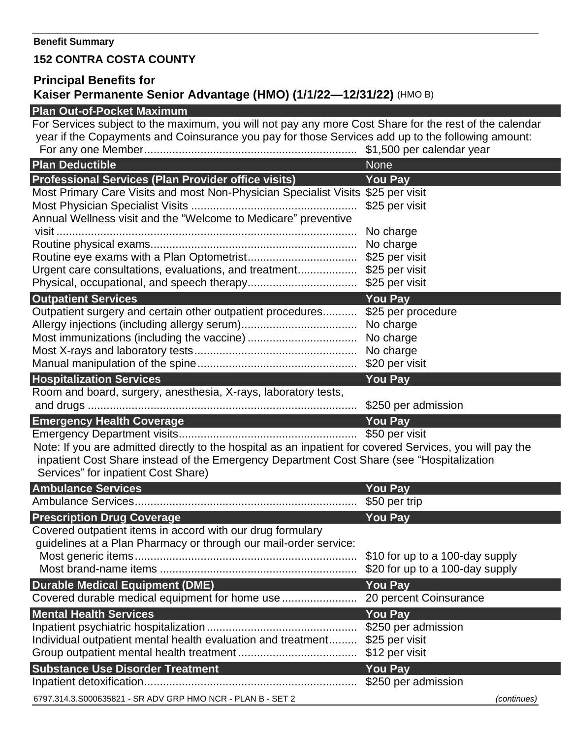**Benefit Summary**

**152 CONTRA COSTA COUNTY**

## Principal Benefits for Kaiser Permanente Senior Advantage (HMO) (1/1/22—12/31/22) (HMO B)

| Plan Out-of-Pocket Maximum | |
|---|---|
| For Services subject to the maximum, you will not pay any more Cost Share for the rest of the calendar year if the Copayments and Coinsurance you pay for those Services add up to the following amount: | |
| For any one Member | $1,500 per calendar year |

| Plan Deductible | None |
|---|---|

| Professional Services (Plan Provider office visits) | You Pay |
|---|---|
| Most Primary Care Visits and most Non-Physician Specialist Visits | $25 per visit |
| Most Physician Specialist Visits | $25 per visit |
| Annual Wellness visit and the "Welcome to Medicare" preventive visit | No charge |
| Routine physical exams | No charge |
| Routine eye exams with a Plan Optometrist | $25 per visit |
| Urgent care consultations, evaluations, and treatment | $25 per visit |
| Physical, occupational, and speech therapy | $25 per visit |

| Outpatient Services | You Pay |
|---|---|
| Outpatient surgery and certain other outpatient procedures | $25 per procedure |
| Allergy injections (including allergy serum) | No charge |
| Most immunizations (including the vaccine) | No charge |
| Most X-rays and laboratory tests | No charge |
| Manual manipulation of the spine | $20 per visit |

| Hospitalization Services | You Pay |
|---|---|
| Room and board, surgery, anesthesia, X-rays, laboratory tests, and drugs | $250 per admission |

| Emergency Health Coverage | You Pay |
|---|---|
| Emergency Department visits | $50 per visit |

Note: If you are admitted directly to the hospital as an inpatient for covered Services, you will pay the inpatient Cost Share instead of the Emergency Department Cost Share (see "Hospitalization Services" for inpatient Cost Share)

| Ambulance Services | You Pay |
|---|---|
| Ambulance Services | $50 per trip |

| Prescription Drug Coverage | You Pay |
|---|---|
| Covered outpatient items in accord with our drug formulary guidelines at a Plan Pharmacy or through our mail-order service: | |
| Most generic items | $10 for up to a 100-day supply |
| Most brand-name items | $20 for up to a 100-day supply |

| Durable Medical Equipment (DME) | You Pay |
|---|---|
| Covered durable medical equipment for home use | 20 percent Coinsurance |

| Mental Health Services | You Pay |
|---|---|
| Inpatient psychiatric hospitalization | $250 per admission |
| Individual outpatient mental health evaluation and treatment | $25 per visit |
| Group outpatient mental health treatment | $12 per visit |

| Substance Use Disorder Treatment | You Pay |
|---|---|
| Inpatient detoxification | $250 per admission |

6797.314.3.S000635821 - SR ADV GRP HMO NCR - PLAN B - SET 2

*(continues)*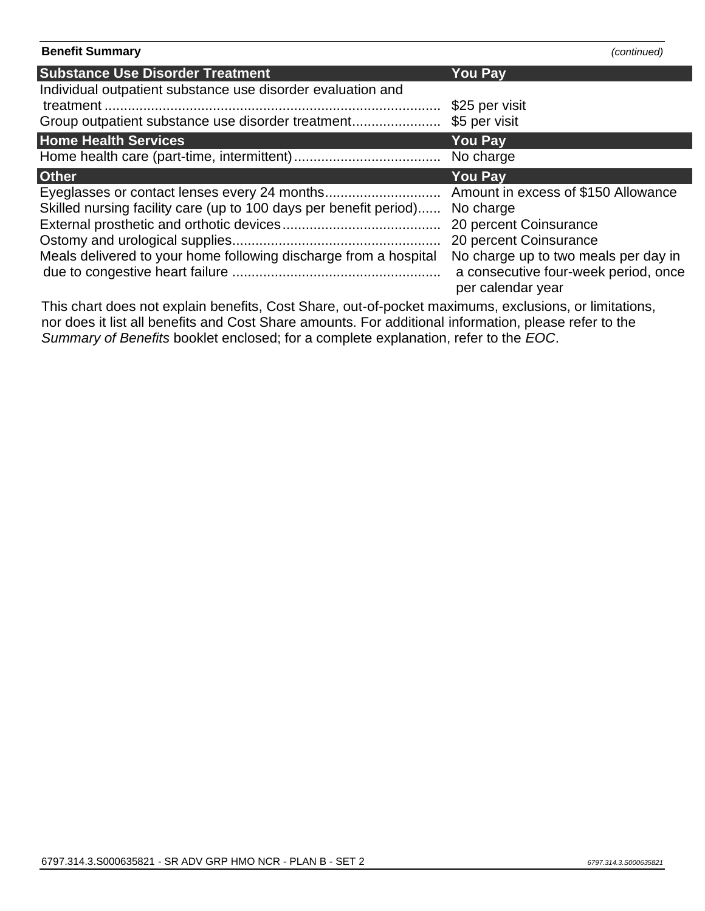**Benefit Summary** *(continued)*

| Substance Use Disorder Treatment | You Pay |
| --- | --- |
| Individual outpatient substance use disorder evaluation and treatment | $25 per visit |
| Group outpatient substance use disorder treatment | $5 per visit |

| Home Health Services | You Pay |
| --- | --- |
| Home health care (part-time, intermittent) | No charge |

| Other | You Pay |
| --- | --- |
| Eyeglasses or contact lenses every 24 months | Amount in excess of $150 Allowance |
| Skilled nursing facility care (up to 100 days per benefit period) | No charge |
| External prosthetic and orthotic devices | 20 percent Coinsurance |
| Ostomy and urological supplies | 20 percent Coinsurance |
| Meals delivered to your home following discharge from a hospital due to congestive heart failure | No charge up to two meals per day in a consecutive four-week period, once per calendar year |

This chart does not explain benefits, Cost Share, out-of-pocket maximums, exclusions, or limitations, nor does it list all benefits and Cost Share amounts. For additional information, please refer to the *Summary of Benefits* booklet enclosed; for a complete explanation, refer to the *EOC*.